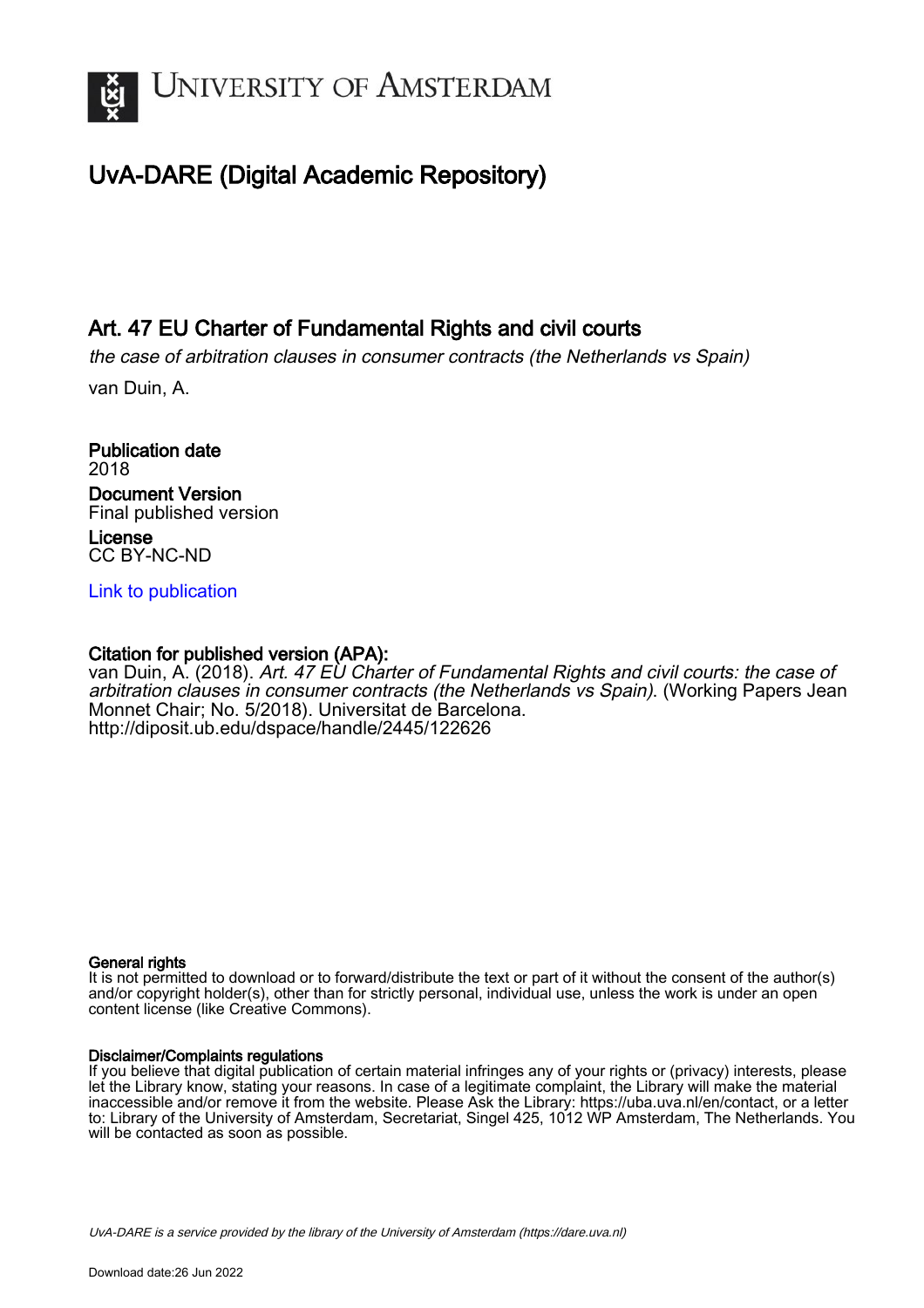UNIVERSITY OF AMSTERDAM

# UvA-DARE (Digital Academic Repository)

## Art. 47 EU Charter of Fundamental Rights and civil courts

*the case of arbitration clauses in consumer contracts (the Netherlands vs Spain)*

van Duin, A.

**Publication date**
2018

**Document Version**
Final published version

**License**
CC BY-NC-ND

[Link to publication]

**Citation for published version (APA):**
van Duin, A. (2018). *Art. 47 EU Charter of Fundamental Rights and civil courts: the case of arbitration clauses in consumer contracts (the Netherlands vs Spain).* (Working Papers Jean Monnet Chair; No. 5/2018). Universitat de Barcelona. http://diposit.ub.edu/dspace/handle/2445/122626

**General rights**
It is not permitted to download or to forward/distribute the text or part of it without the consent of the author(s) and/or copyright holder(s), other than for strictly personal, individual use, unless the work is under an open content license (like Creative Commons).

**Disclaimer/Complaints regulations**
If you believe that digital publication of certain material infringes any of your rights or (privacy) interests, please let the Library know, stating your reasons. In case of a legitimate complaint, the Library will make the material inaccessible and/or remove it from the website. Please Ask the Library: https://uba.uva.nl/en/contact, or a letter to: Library of the University of Amsterdam, Secretariat, Singel 425, 1012 WP Amsterdam, The Netherlands. You will be contacted as soon as possible.

*UvA-DARE is a service provided by the library of the University of Amsterdam (https://dare.uva.nl)*

Download date:26 Jun 2022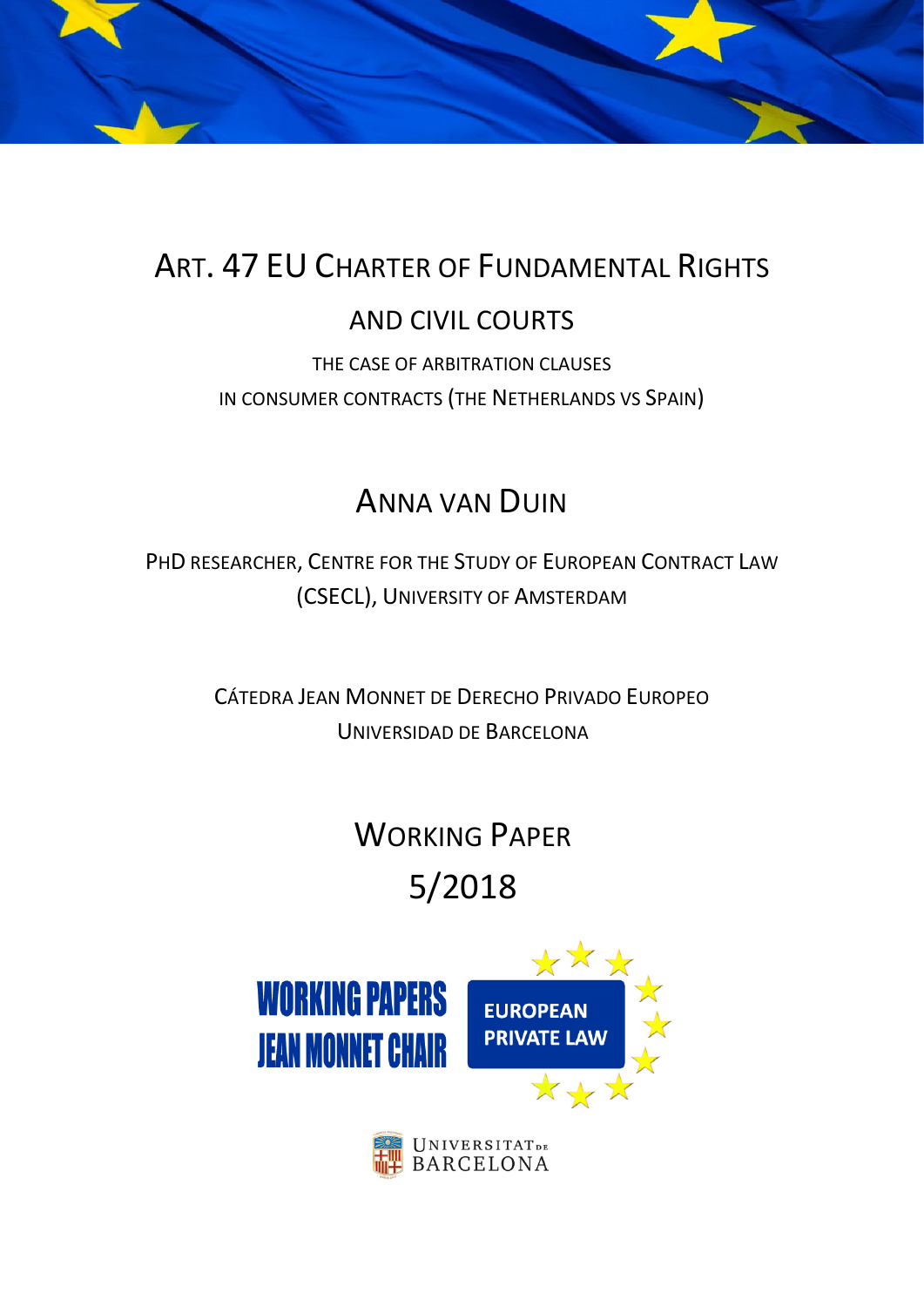# ART. 47 EU CHARTER OF FUNDAMENTAL RIGHTS

## AND CIVIL COURTS

THE CASE OF ARBITRATION CLAUSES

IN CONSUMER CONTRACTS (THE NETHERLANDS VS SPAIN)

## ANNA VAN DUIN

PHD RESEARCHER, CENTRE FOR THE STUDY OF EUROPEAN CONTRACT LAW (CSECL), UNIVERSITY OF AMSTERDAM

CÁTEDRA JEAN MONNET DE DERECHO PRIVADO EUROPEO

UNIVERSIDAD DE BARCELONA

## WORKING PAPER

## 5/2018

WORKING PAPERS JEAN MONNET CHAIR

EUROPEAN PRIVATE LAW

UNIVERSITAT DE BARCELONA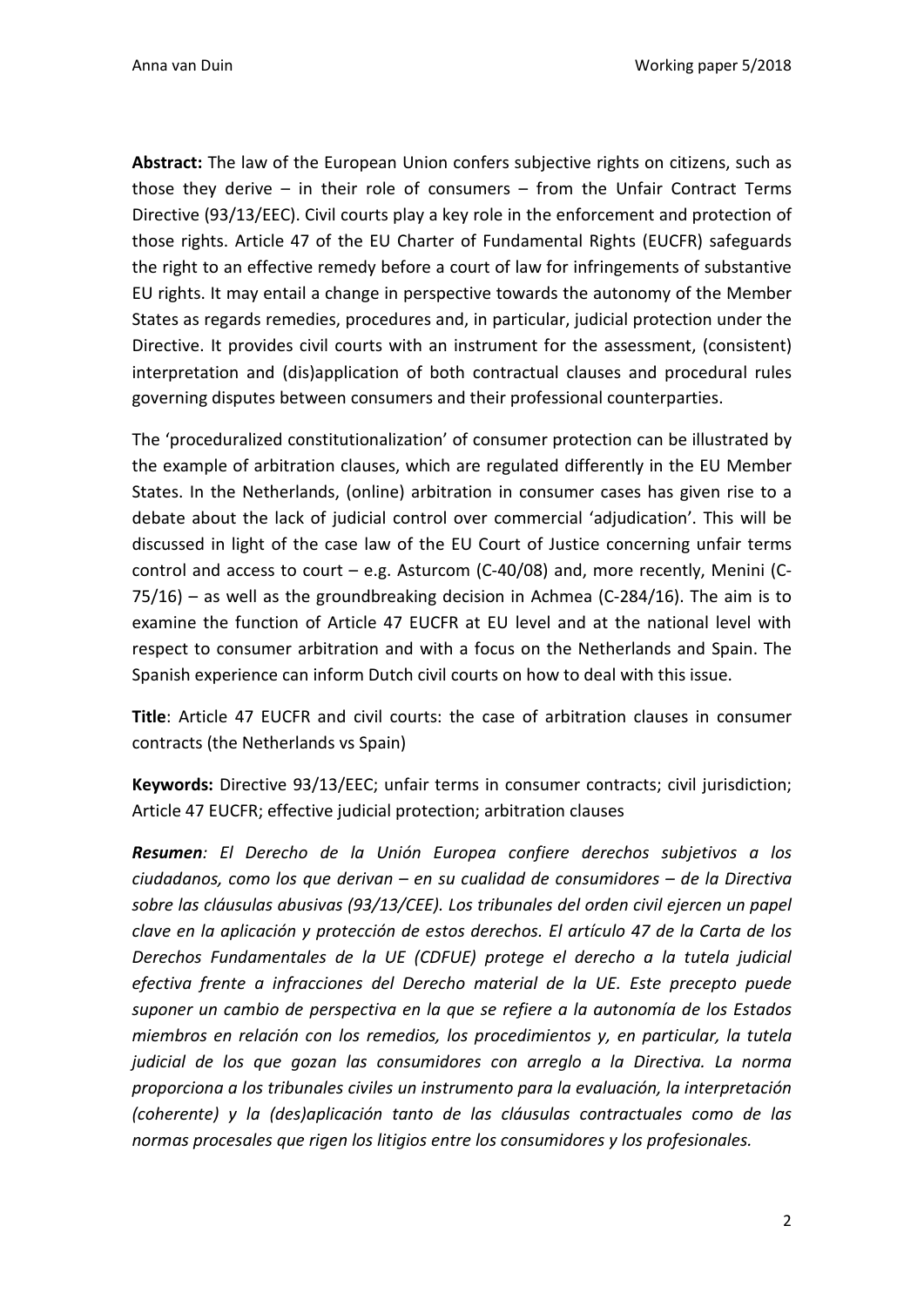**Abstract:** The law of the European Union confers subjective rights on citizens, such as those they derive – in their role of consumers – from the Unfair Contract Terms Directive (93/13/EEC). Civil courts play a key role in the enforcement and protection of those rights. Article 47 of the EU Charter of Fundamental Rights (EUCFR) safeguards the right to an effective remedy before a court of law for infringements of substantive EU rights. It may entail a change in perspective towards the autonomy of the Member States as regards remedies, procedures and, in particular, judicial protection under the Directive. It provides civil courts with an instrument for the assessment, (consistent) interpretation and (dis)application of both contractual clauses and procedural rules governing disputes between consumers and their professional counterparties.

The 'proceduralized constitutionalization' of consumer protection can be illustrated by the example of arbitration clauses, which are regulated differently in the EU Member States. In the Netherlands, (online) arbitration in consumer cases has given rise to a debate about the lack of judicial control over commercial 'adjudication'. This will be discussed in light of the case law of the EU Court of Justice concerning unfair terms control and access to court – e.g. Asturcom (C-40/08) and, more recently, Menini (C-75/16) – as well as the groundbreaking decision in Achmea (C-284/16). The aim is to examine the function of Article 47 EUCFR at EU level and at the national level with respect to consumer arbitration and with a focus on the Netherlands and Spain. The Spanish experience can inform Dutch civil courts on how to deal with this issue.

**Title**: Article 47 EUCFR and civil courts: the case of arbitration clauses in consumer contracts (the Netherlands vs Spain)

**Keywords:** Directive 93/13/EEC; unfair terms in consumer contracts; civil jurisdiction; Article 47 EUCFR; effective judicial protection; arbitration clauses

***Resumen****: El Derecho de la Unión Europea confiere derechos subjetivos a los ciudadanos, como los que derivan – en su cualidad de consumidores – de la Directiva sobre las cláusulas abusivas (93/13/CEE). Los tribunales del orden civil ejercen un papel clave en la aplicación y protección de estos derechos. El artículo 47 de la Carta de los Derechos Fundamentales de la UE (CDFUE) protege el derecho a la tutela judicial efectiva frente a infracciones del Derecho material de la UE. Este precepto puede suponer un cambio de perspectiva en la que se refiere a la autonomía de los Estados miembros en relación con los remedios, los procedimientos y, en particular, la tutela judicial de los que gozan las consumidores con arreglo a la Directiva. La norma proporciona a los tribunales civiles un instrumento para la evaluación, la interpretación (coherente) y la (des)aplicación tanto de las cláusulas contractuales como de las normas procesales que rigen los litigios entre los consumidores y los profesionales.*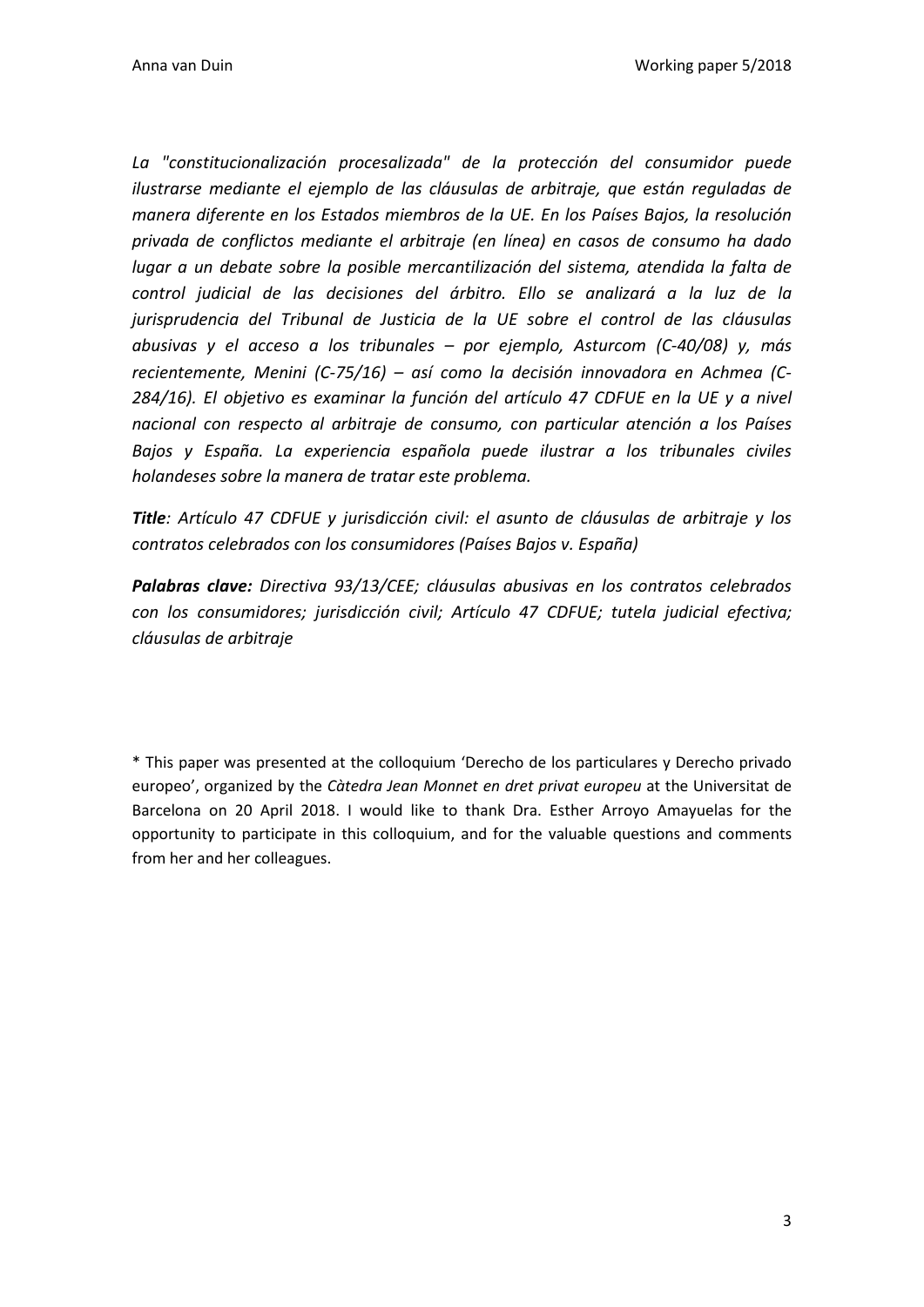*La "constitucionalización procesalizada" de la protección del consumidor puede ilustrarse mediante el ejemplo de las cláusulas de arbitraje, que están reguladas de manera diferente en los Estados miembros de la UE. En los Países Bajos, la resolución privada de conflictos mediante el arbitraje (en línea) en casos de consumo ha dado lugar a un debate sobre la posible mercantilización del sistema, atendida la falta de control judicial de las decisiones del árbitro. Ello se analizará a la luz de la jurisprudencia del Tribunal de Justicia de la UE sobre el control de las cláusulas abusivas y el acceso a los tribunales – por ejemplo, Asturcom (C-40/08) y, más recientemente, Menini (C-75/16) – así como la decisión innovadora en Achmea (C-284/16). El objetivo es examinar la función del artículo 47 CDFUE en la UE y a nivel nacional con respecto al arbitraje de consumo, con particular atención a los Países Bajos y España. La experiencia española puede ilustrar a los tribunales civiles holandeses sobre la manera de tratar este problema.*

***Title****: Artículo 47 CDFUE y jurisdicción civil: el asunto de cláusulas de arbitraje y los contratos celebrados con los consumidores (Países Bajos v. España)*

***Palabras clave:*** *Directiva 93/13/CEE; cláusulas abusivas en los contratos celebrados con los consumidores; jurisdicción civil; Artículo 47 CDFUE; tutela judicial efectiva; cláusulas de arbitraje*

\* This paper was presented at the colloquium 'Derecho de los particulares y Derecho privado europeo', organized by the *Càtedra Jean Monnet en dret privat europeu* at the Universitat de Barcelona on 20 April 2018. I would like to thank Dra. Esther Arroyo Amayuelas for the opportunity to participate in this colloquium, and for the valuable questions and comments from her and her colleagues.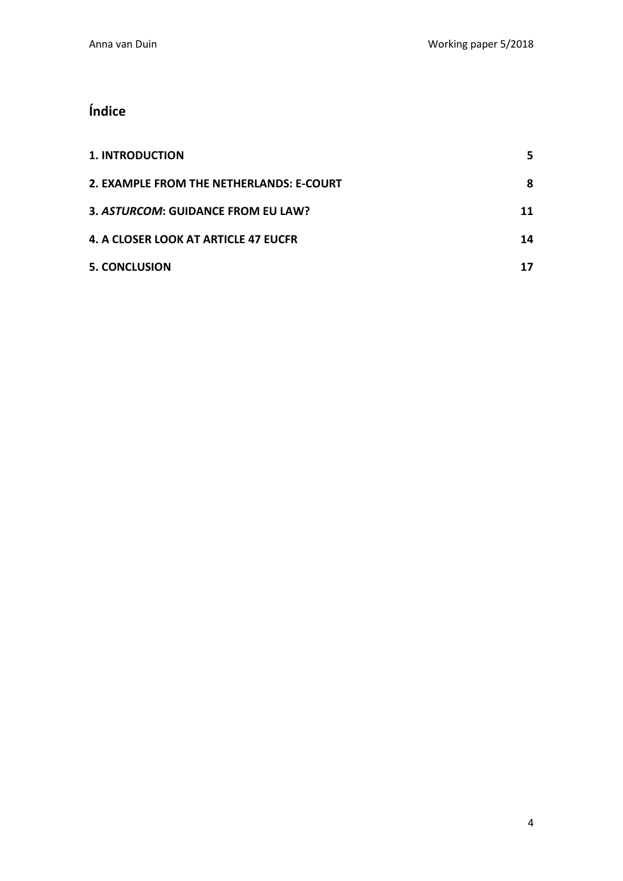## Índice

| | |
|---|---|
| **1. INTRODUCTION** | **5** |
| **2. EXAMPLE FROM THE NETHERLANDS: E-COURT** | **8** |
| **3. *ASTURCOM*: GUIDANCE FROM EU LAW?** | **11** |
| **4. A CLOSER LOOK AT ARTICLE 47 EUCFR** | **14** |
| **5. CONCLUSION** | **17** |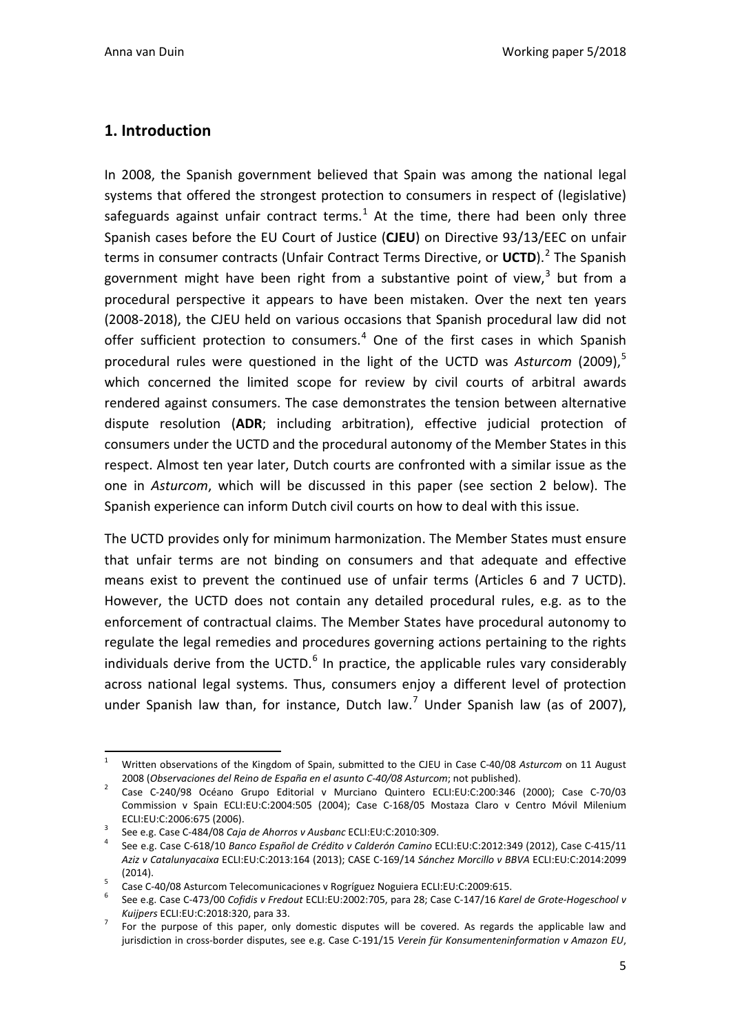## 1. Introduction

In 2008, the Spanish government believed that Spain was among the national legal systems that offered the strongest protection to consumers in respect of (legislative) safeguards against unfair contract terms.[1] At the time, there had been only three Spanish cases before the EU Court of Justice (**CJEU**) on Directive 93/13/EEC on unfair terms in consumer contracts (Unfair Contract Terms Directive, or **UCTD**).[2] The Spanish government might have been right from a substantive point of view,[3] but from a procedural perspective it appears to have been mistaken. Over the next ten years (2008-2018), the CJEU held on various occasions that Spanish procedural law did not offer sufficient protection to consumers.[4] One of the first cases in which Spanish procedural rules were questioned in the light of the UCTD was *Asturcom* (2009),[5] which concerned the limited scope for review by civil courts of arbitral awards rendered against consumers. The case demonstrates the tension between alternative dispute resolution (**ADR**; including arbitration), effective judicial protection of consumers under the UCTD and the procedural autonomy of the Member States in this respect. Almost ten year later, Dutch courts are confronted with a similar issue as the one in *Asturcom*, which will be discussed in this paper (see section 2 below). The Spanish experience can inform Dutch civil courts on how to deal with this issue.

The UCTD provides only for minimum harmonization. The Member States must ensure that unfair terms are not binding on consumers and that adequate and effective means exist to prevent the continued use of unfair terms (Articles 6 and 7 UCTD). However, the UCTD does not contain any detailed procedural rules, e.g. as to the enforcement of contractual claims. The Member States have procedural autonomy to regulate the legal remedies and procedures governing actions pertaining to the rights individuals derive from the UCTD.[6] In practice, the applicable rules vary considerably across national legal systems. Thus, consumers enjoy a different level of protection under Spanish law than, for instance, Dutch law.[7] Under Spanish law (as of 2007),

---

[1] Written observations of the Kingdom of Spain, submitted to the CJEU in Case C-40/08 *Asturcom* on 11 August 2008 (*Observaciones del Reino de España en el asunto C-40/08 Asturcom*; not published).

[2] Case C-240/98 Océano Grupo Editorial v Murciano Quintero ECLI:EU:C:200:346 (2000); Case C-70/03 Commission v Spain ECLI:EU:C:2004:505 (2004); Case C-168/05 Mostaza Claro v Centro Móvil Milenium ECLI:EU:C:2006:675 (2006).

[3] See e.g. Case C-484/08 *Caja de Ahorros v Ausbanc* ECLI:EU:C:2010:309.

[4] See e.g. Case C-618/10 *Banco Español de Crédito v Calderón Camino* ECLI:EU:C:2012:349 (2012), Case C-415/11 *Aziz v Catalunyacaixa* ECLI:EU:C:2013:164 (2013); CASE C-169/14 *Sánchez Morcillo v BBVA* ECLI:EU:C:2014:2099 (2014).

[5] Case C-40/08 Asturcom Telecomunicaciones v Rogríguez Noguiera ECLI:EU:C:2009:615.

[6] See e.g. Case C-473/00 *Cofidis v Fredout* ECLI:EU:2002:705, para 28; Case C-147/16 *Karel de Grote-Hogeschool v Kuijpers* ECLI:EU:C:2018:320, para 33.

[7] For the purpose of this paper, only domestic disputes will be covered. As regards the applicable law and jurisdiction in cross-border disputes, see e.g. Case C-191/15 *Verein für Konsumenteninformation v Amazon EU*,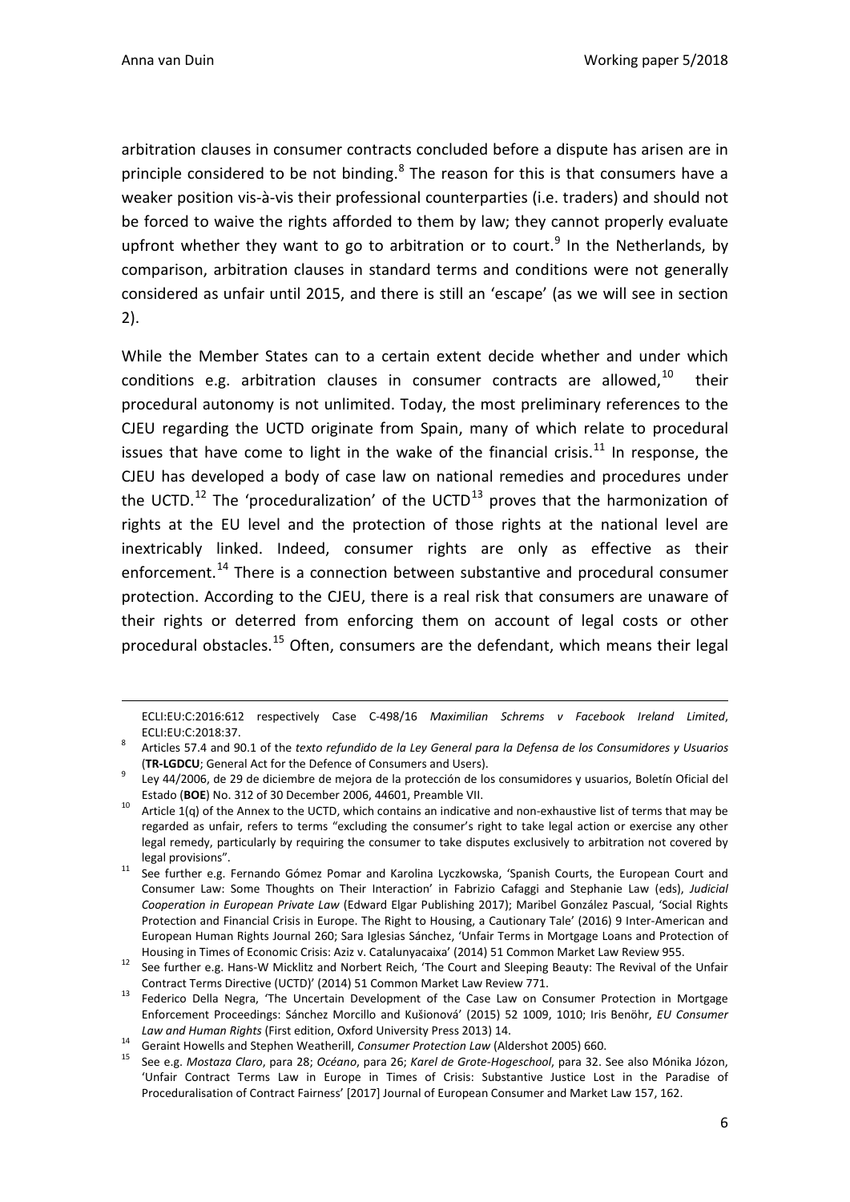arbitration clauses in consumer contracts concluded before a dispute has arisen are in principle considered to be not binding.[8] The reason for this is that consumers have a weaker position vis-à-vis their professional counterparties (i.e. traders) and should not be forced to waive the rights afforded to them by law; they cannot properly evaluate upfront whether they want to go to arbitration or to court.[9] In the Netherlands, by comparison, arbitration clauses in standard terms and conditions were not generally considered as unfair until 2015, and there is still an 'escape' (as we will see in section 2).

While the Member States can to a certain extent decide whether and under which conditions e.g. arbitration clauses in consumer contracts are allowed,[10] their procedural autonomy is not unlimited. Today, the most preliminary references to the CJEU regarding the UCTD originate from Spain, many of which relate to procedural issues that have come to light in the wake of the financial crisis.[11] In response, the CJEU has developed a body of case law on national remedies and procedures under the UCTD.[12] The 'proceduralization' of the UCTD[13] proves that the harmonization of rights at the EU level and the protection of those rights at the national level are inextricably linked. Indeed, consumer rights are only as effective as their enforcement.[14] There is a connection between substantive and procedural consumer protection. According to the CJEU, there is a real risk that consumers are unaware of their rights or deterred from enforcing them on account of legal costs or other procedural obstacles.[15] Often, consumers are the defendant, which means their legal

---

ECLI:EU:C:2016:612 respectively Case C-498/16 *Maximilian Schrems v Facebook Ireland Limited*, ECLI:EU:C:2018:37.

[8] Articles 57.4 and 90.1 of the *texto refundido de la Ley General para la Defensa de los Consumidores y Usuarios* (**TR-LGDCU**; General Act for the Defence of Consumers and Users).

[9] Ley 44/2006, de 29 de diciembre de mejora de la protección de los consumidores y usuarios, Boletín Oficial del Estado (**BOE**) No. 312 of 30 December 2006, 44601, Preamble VII.

[10] Article 1(q) of the Annex to the UCTD, which contains an indicative and non-exhaustive list of terms that may be regarded as unfair, refers to terms "excluding the consumer's right to take legal action or exercise any other legal remedy, particularly by requiring the consumer to take disputes exclusively to arbitration not covered by legal provisions".

[11] See further e.g. Fernando Gómez Pomar and Karolina Lyczkowska, 'Spanish Courts, the European Court and Consumer Law: Some Thoughts on Their Interaction' in Fabrizio Cafaggi and Stephanie Law (eds), *Judicial Cooperation in European Private Law* (Edward Elgar Publishing 2017); Maribel González Pascual, 'Social Rights Protection and Financial Crisis in Europe. The Right to Housing, a Cautionary Tale' (2016) 9 Inter-American and European Human Rights Journal 260; Sara Iglesias Sánchez, 'Unfair Terms in Mortgage Loans and Protection of Housing in Times of Economic Crisis: Aziz v. Catalunyacaixa' (2014) 51 Common Market Law Review 955.

[12] See further e.g. Hans-W Micklitz and Norbert Reich, 'The Court and Sleeping Beauty: The Revival of the Unfair Contract Terms Directive (UCTD)' (2014) 51 Common Market Law Review 771.

[13] Federico Della Negra, 'The Uncertain Development of the Case Law on Consumer Protection in Mortgage Enforcement Proceedings: Sánchez Morcillo and Kušionová' (2015) 52 1009, 1010; Iris Benöhr, *EU Consumer Law and Human Rights* (First edition, Oxford University Press 2013) 14.

[14] Geraint Howells and Stephen Weatherill, *Consumer Protection Law* (Aldershot 2005) 660.

[15] See e.g. *Mostaza Claro*, para 28; *Océano*, para 26; *Karel de Grote-Hogeschool*, para 32. See also Mónika Józon, 'Unfair Contract Terms Law in Europe in Times of Crisis: Substantive Justice Lost in the Paradise of Proceduralisation of Contract Fairness' [2017] Journal of European Consumer and Market Law 157, 162.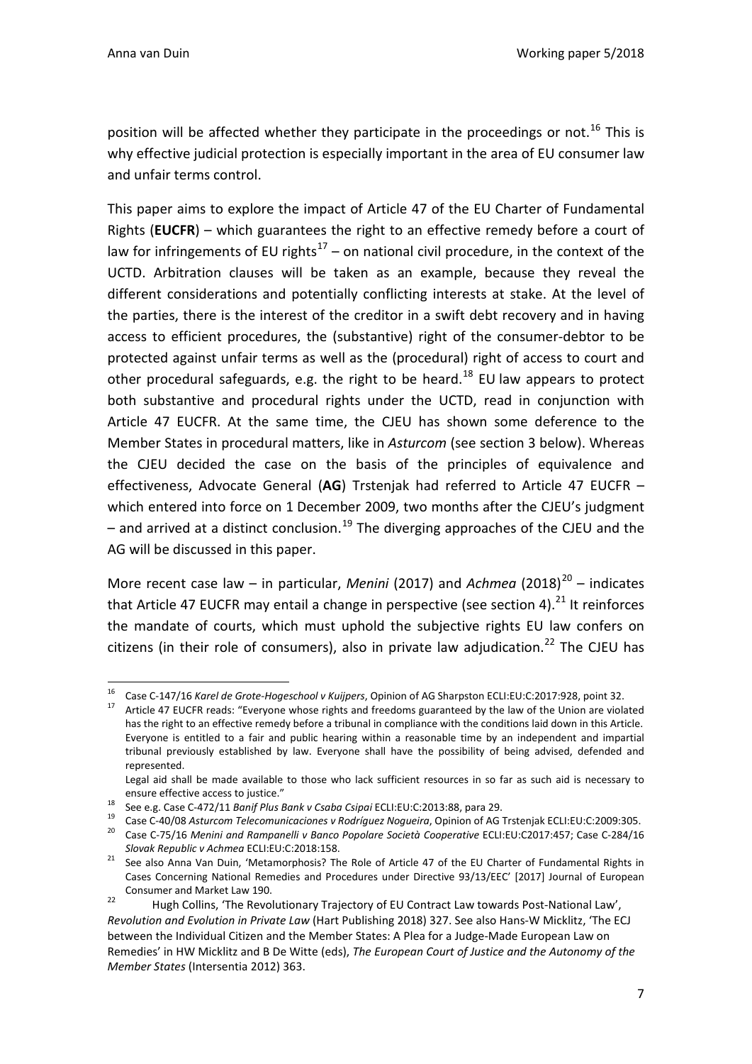position will be affected whether they participate in the proceedings or not.[16] This is why effective judicial protection is especially important in the area of EU consumer law and unfair terms control.

This paper aims to explore the impact of Article 47 of the EU Charter of Fundamental Rights (**EUCFR**) – which guarantees the right to an effective remedy before a court of law for infringements of EU rights[17] – on national civil procedure, in the context of the UCTD. Arbitration clauses will be taken as an example, because they reveal the different considerations and potentially conflicting interests at stake. At the level of the parties, there is the interest of the creditor in a swift debt recovery and in having access to efficient procedures, the (substantive) right of the consumer-debtor to be protected against unfair terms as well as the (procedural) right of access to court and other procedural safeguards, e.g. the right to be heard.[18] EU law appears to protect both substantive and procedural rights under the UCTD, read in conjunction with Article 47 EUCFR. At the same time, the CJEU has shown some deference to the Member States in procedural matters, like in *Asturcom* (see section 3 below). Whereas the CJEU decided the case on the basis of the principles of equivalence and effectiveness, Advocate General (**AG**) Trstenjak had referred to Article 47 EUCFR – which entered into force on 1 December 2009, two months after the CJEU's judgment – and arrived at a distinct conclusion.[19] The diverging approaches of the CJEU and the AG will be discussed in this paper.

More recent case law – in particular, *Menini* (2017) and *Achmea* (2018)[20] – indicates that Article 47 EUCFR may entail a change in perspective (see section 4).[21] It reinforces the mandate of courts, which must uphold the subjective rights EU law confers on citizens (in their role of consumers), also in private law adjudication.[22] The CJEU has

---

[16] Case C-147/16 *Karel de Grote-Hogeschool v Kuijpers*, Opinion of AG Sharpston ECLI:EU:C:2017:928, point 32.

[17] Article 47 EUCFR reads: "Everyone whose rights and freedoms guaranteed by the law of the Union are violated has the right to an effective remedy before a tribunal in compliance with the conditions laid down in this Article. Everyone is entitled to a fair and public hearing within a reasonable time by an independent and impartial tribunal previously established by law. Everyone shall have the possibility of being advised, defended and represented.
Legal aid shall be made available to those who lack sufficient resources in so far as such aid is necessary to ensure effective access to justice."

[18] See e.g. Case C-472/11 *Banif Plus Bank v Csaba Csipai* ECLI:EU:C:2013:88, para 29.

[19] Case C-40/08 *Asturcom Telecomunicaciones v Rodríguez Nogueira*, Opinion of AG Trstenjak ECLI:EU:C:2009:305.

[20] Case C-75/16 *Menini and Rampanelli v Banco Popolare Società Cooperative* ECLI:EU:C2017:457; Case C-284/16 *Slovak Republic v Achmea* ECLI:EU:C:2018:158.

[21] See also Anna Van Duin, 'Metamorphosis? The Role of Article 47 of the EU Charter of Fundamental Rights in Cases Concerning National Remedies and Procedures under Directive 93/13/EEC' [2017] Journal of European Consumer and Market Law 190.

[22] Hugh Collins, 'The Revolutionary Trajectory of EU Contract Law towards Post-National Law', *Revolution and Evolution in Private Law* (Hart Publishing 2018) 327. See also Hans-W Micklitz, 'The ECJ between the Individual Citizen and the Member States: A Plea for a Judge-Made European Law on Remedies' in HW Micklitz and B De Witte (eds), *The European Court of Justice and the Autonomy of the Member States* (Intersentia 2012) 363.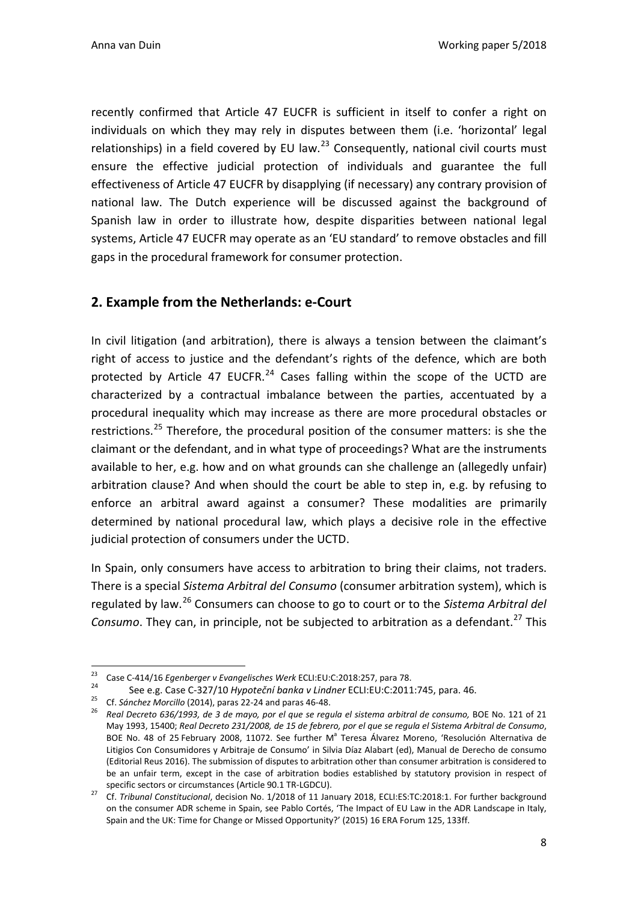recently confirmed that Article 47 EUCFR is sufficient in itself to confer a right on individuals on which they may rely in disputes between them (i.e. 'horizontal' legal relationships) in a field covered by EU law.[23] Consequently, national civil courts must ensure the effective judicial protection of individuals and guarantee the full effectiveness of Article 47 EUCFR by disapplying (if necessary) any contrary provision of national law. The Dutch experience will be discussed against the background of Spanish law in order to illustrate how, despite disparities between national legal systems, Article 47 EUCFR may operate as an 'EU standard' to remove obstacles and fill gaps in the procedural framework for consumer protection.

## 2. Example from the Netherlands: e-Court

In civil litigation (and arbitration), there is always a tension between the claimant's right of access to justice and the defendant's rights of the defence, which are both protected by Article 47 EUCFR.[24] Cases falling within the scope of the UCTD are characterized by a contractual imbalance between the parties, accentuated by a procedural inequality which may increase as there are more procedural obstacles or restrictions.[25] Therefore, the procedural position of the consumer matters: is she the claimant or the defendant, and in what type of proceedings? What are the instruments available to her, e.g. how and on what grounds can she challenge an (allegedly unfair) arbitration clause? And when should the court be able to step in, e.g. by refusing to enforce an arbitral award against a consumer? These modalities are primarily determined by national procedural law, which plays a decisive role in the effective judicial protection of consumers under the UCTD.

In Spain, only consumers have access to arbitration to bring their claims, not traders. There is a special *Sistema Arbitral del Consumo* (consumer arbitration system), which is regulated by law.[26] Consumers can choose to go to court or to the *Sistema Arbitral del Consumo*. They can, in principle, not be subjected to arbitration as a defendant.[27] This

---

[23] Case C-414/16 *Egenberger v Evangelisches Werk* ECLI:EU:C:2018:257, para 78.

[24] See e.g. Case C-327/10 *Hypoteční banka v Lindner* ECLI:EU:C:2011:745, para. 46.

[25] Cf. *Sánchez Morcillo* (2014), paras 22-24 and paras 46-48.

[26] *Real Decreto 636/1993, de 3 de mayo, por el que se regula el sistema arbitral de consumo,* BOE No. 121 of 21 May 1993, 15400; *Real Decreto 231/2008, de 15 de febrero, por el que se regula el Sistema Arbitral de Consumo*, BOE No. 48 of 25 February 2008, 11072. See further Mª Teresa Álvarez Moreno, 'Resolución Alternativa de Litigios Con Consumidores y Arbitraje de Consumo' in Silvia Díaz Alabart (ed), Manual de Derecho de consumo (Editorial Reus 2016). The submission of disputes to arbitration other than consumer arbitration is considered to be an unfair term, except in the case of arbitration bodies established by statutory provision in respect of specific sectors or circumstances (Article 90.1 TR-LGDCU).

[27] Cf. *Tribunal Constitucional*, decision No. 1/2018 of 11 January 2018, ECLI:ES:TC:2018:1. For further background on the consumer ADR scheme in Spain, see Pablo Cortés, 'The Impact of EU Law in the ADR Landscape in Italy, Spain and the UK: Time for Change or Missed Opportunity?' (2015) 16 ERA Forum 125, 133ff.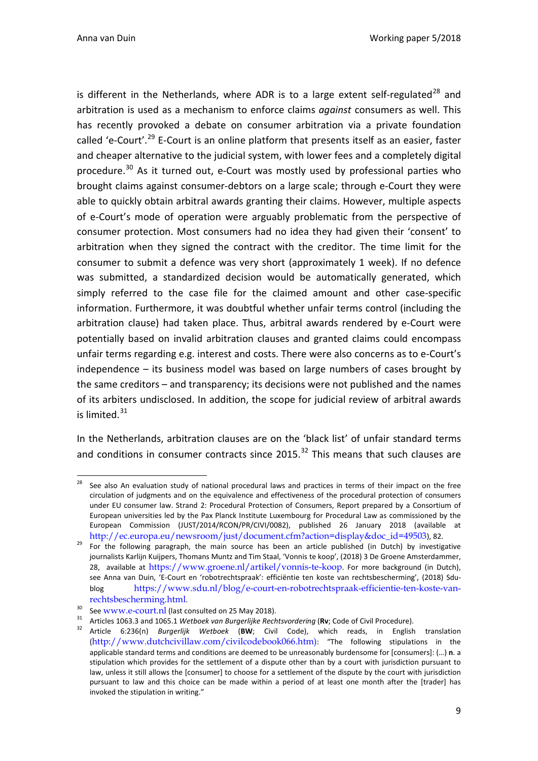is different in the Netherlands, where ADR is to a large extent self-regulated[28] and arbitration is used as a mechanism to enforce claims *against* consumers as well. This has recently provoked a debate on consumer arbitration via a private foundation called 'e-Court'.[29] E-Court is an online platform that presents itself as an easier, faster and cheaper alternative to the judicial system, with lower fees and a completely digital procedure.[30] As it turned out, e-Court was mostly used by professional parties who brought claims against consumer-debtors on a large scale; through e-Court they were able to quickly obtain arbitral awards granting their claims. However, multiple aspects of e-Court's mode of operation were arguably problematic from the perspective of consumer protection. Most consumers had no idea they had given their 'consent' to arbitration when they signed the contract with the creditor. The time limit for the consumer to submit a defence was very short (approximately 1 week). If no defence was submitted, a standardized decision would be automatically generated, which simply referred to the case file for the claimed amount and other case-specific information. Furthermore, it was doubtful whether unfair terms control (including the arbitration clause) had taken place. Thus, arbitral awards rendered by e-Court were potentially based on invalid arbitration clauses and granted claims could encompass unfair terms regarding e.g. interest and costs. There were also concerns as to e-Court's independence – its business model was based on large numbers of cases brought by the same creditors – and transparency; its decisions were not published and the names of its arbiters undisclosed. In addition, the scope for judicial review of arbitral awards is limited.[31]

In the Netherlands, arbitration clauses are on the 'black list' of unfair standard terms and conditions in consumer contracts since 2015.[32] This means that such clauses are

---

[28] See also An evaluation study of national procedural laws and practices in terms of their impact on the free circulation of judgments and on the equivalence and effectiveness of the procedural protection of consumers under EU consumer law. Strand 2: Procedural Protection of Consumers, Report prepared by a Consortium of European universities led by the Pax Planck Institute Luxembourg for Procedural Law as commissioned by the European Commission (JUST/2014/RCON/PR/CIVI/0082), published 26 January 2018 (available at http://ec.europa.eu/newsroom/just/document.cfm?action=display&doc_id=49503), 82.

[29] For the following paragraph, the main source has been an article published (in Dutch) by investigative journalists Karlijn Kuijpers, Thomans Muntz and Tim Staal, 'Vonnis te koop', (2018) 3 De Groene Amsterdammer, 28, available at https://www.groene.nl/artikel/vonnis-te-koop. For more background (in Dutch), see Anna van Duin, 'E-Court en 'robotrechtspraak': efficiëntie ten koste van rechtsbescherming', (2018) Sdu-blog https://www.sdu.nl/blog/e-court-en-robotrechtspraak-efficientie-ten-koste-van-rechtsbescherming.html.

[30] See www.e-court.nl (last consulted on 25 May 2018).

[31] Articles 1063.3 and 1065.1 *Wetboek van Burgerlijke Rechtsvordering* (**Rv**; Code of Civil Procedure).

[32] Article 6:236(n) *Burgerlijk Wetboek* (**BW**; Civil Code), which reads, in English translation (http://www.dutchcivillaw.com/civilcodebook066.htm): "The following stipulations in the applicable standard terms and conditions are deemed to be unreasonably burdensome for [consumers]: (…) **n**. a stipulation which provides for the settlement of a dispute other than by a court with jurisdiction pursuant to law, unless it still allows the [consumer] to choose for a settlement of the dispute by the court with jurisdiction pursuant to law and this choice can be made within a period of at least one month after the [trader] has invoked the stipulation in writing."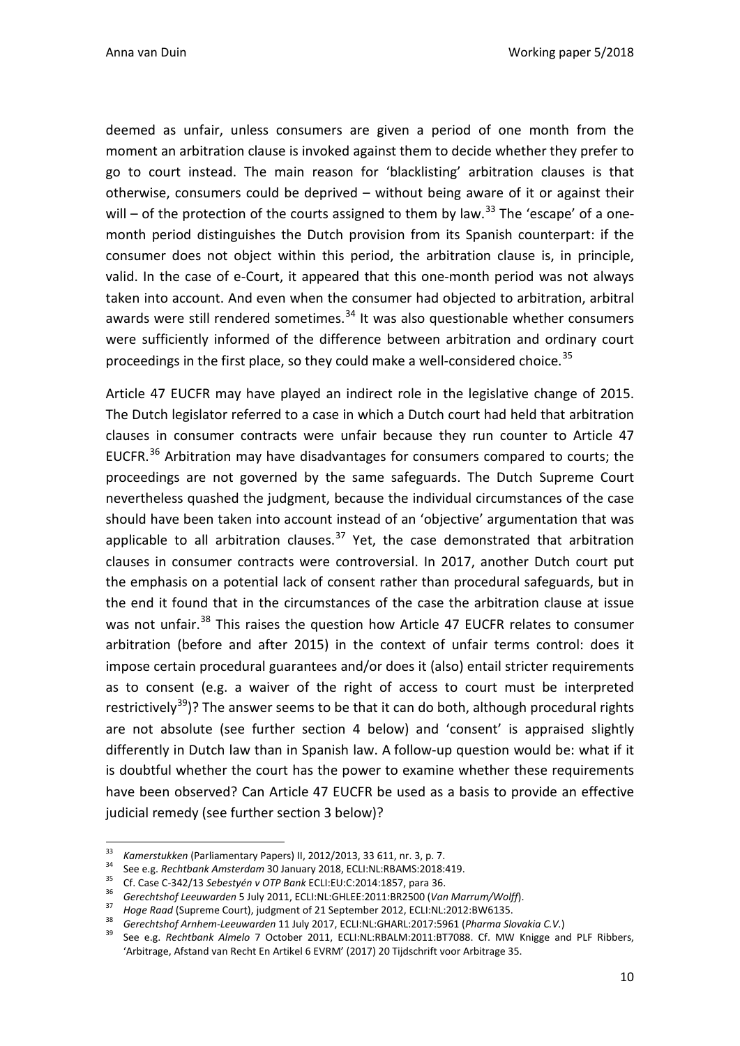deemed as unfair, unless consumers are given a period of one month from the moment an arbitration clause is invoked against them to decide whether they prefer to go to court instead. The main reason for 'blacklisting' arbitration clauses is that otherwise, consumers could be deprived – without being aware of it or against their will – of the protection of the courts assigned to them by law.[33] The 'escape' of a one-month period distinguishes the Dutch provision from its Spanish counterpart: if the consumer does not object within this period, the arbitration clause is, in principle, valid. In the case of e-Court, it appeared that this one-month period was not always taken into account. And even when the consumer had objected to arbitration, arbitral awards were still rendered sometimes.[34] It was also questionable whether consumers were sufficiently informed of the difference between arbitration and ordinary court proceedings in the first place, so they could make a well-considered choice.[35]

Article 47 EUCFR may have played an indirect role in the legislative change of 2015. The Dutch legislator referred to a case in which a Dutch court had held that arbitration clauses in consumer contracts were unfair because they run counter to Article 47 EUCFR.[36] Arbitration may have disadvantages for consumers compared to courts; the proceedings are not governed by the same safeguards. The Dutch Supreme Court nevertheless quashed the judgment, because the individual circumstances of the case should have been taken into account instead of an 'objective' argumentation that was applicable to all arbitration clauses.[37] Yet, the case demonstrated that arbitration clauses in consumer contracts were controversial. In 2017, another Dutch court put the emphasis on a potential lack of consent rather than procedural safeguards, but in the end it found that in the circumstances of the case the arbitration clause at issue was not unfair.[38] This raises the question how Article 47 EUCFR relates to consumer arbitration (before and after 2015) in the context of unfair terms control: does it impose certain procedural guarantees and/or does it (also) entail stricter requirements as to consent (e.g. a waiver of the right of access to court must be interpreted restrictively[39])? The answer seems to be that it can do both, although procedural rights are not absolute (see further section 4 below) and 'consent' is appraised slightly differently in Dutch law than in Spanish law. A follow-up question would be: what if it is doubtful whether the court has the power to examine whether these requirements have been observed? Can Article 47 EUCFR be used as a basis to provide an effective judicial remedy (see further section 3 below)?

---

[33] *Kamerstukken* (Parliamentary Papers) II, 2012/2013, 33 611, nr. 3, p. 7.

[34] See e.g. *Rechtbank Amsterdam* 30 January 2018, ECLI:NL:RBAMS:2018:419.

[35] Cf. Case C-342/13 *Sebestyén v OTP Bank* ECLI:EU:C:2014:1857, para 36.

[36] *Gerechtshof Leeuwarden* 5 July 2011, ECLI:NL:GHLEE:2011:BR2500 (*Van Marrum/Wolff*).

[37] *Hoge Raad* (Supreme Court), judgment of 21 September 2012, ECLI:NL:2012:BW6135.

[38] *Gerechtshof Arnhem-Leeuwarden* 11 July 2017, ECLI:NL:GHARL:2017:5961 (*Pharma Slovakia C.V.*)

[39] See e.g. *Rechtbank Almelo* 7 October 2011, ECLI:NL:RBALM:2011:BT7088. Cf. MW Knigge and PLF Ribbers, 'Arbitrage, Afstand van Recht En Artikel 6 EVRM' (2017) 20 Tijdschrift voor Arbitrage 35.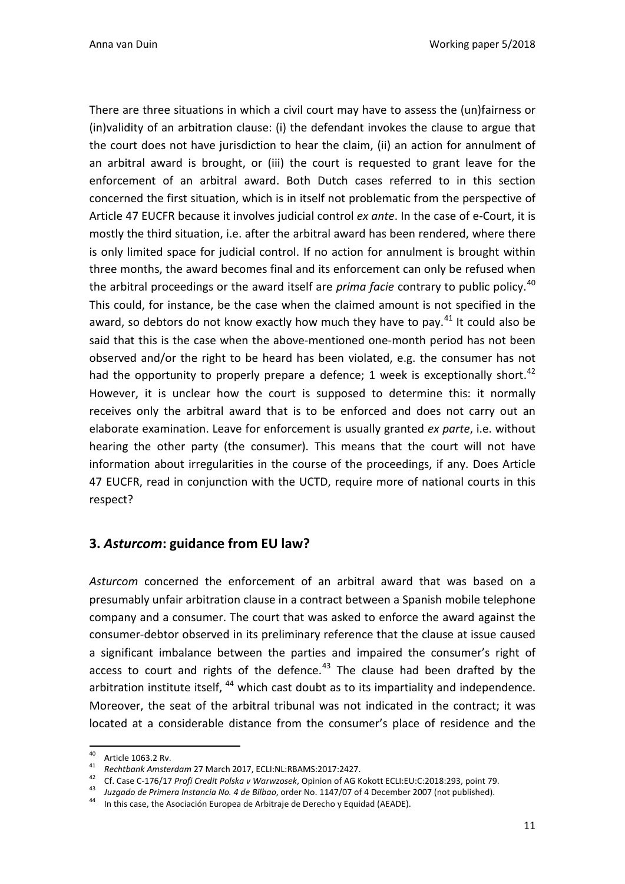There are three situations in which a civil court may have to assess the (un)fairness or (in)validity of an arbitration clause: (i) the defendant invokes the clause to argue that the court does not have jurisdiction to hear the claim, (ii) an action for annulment of an arbitral award is brought, or (iii) the court is requested to grant leave for the enforcement of an arbitral award. Both Dutch cases referred to in this section concerned the first situation, which is in itself not problematic from the perspective of Article 47 EUCFR because it involves judicial control *ex ante*. In the case of e-Court, it is mostly the third situation, i.e. after the arbitral award has been rendered, where there is only limited space for judicial control. If no action for annulment is brought within three months, the award becomes final and its enforcement can only be refused when the arbitral proceedings or the award itself are *prima facie* contrary to public policy.[40] This could, for instance, be the case when the claimed amount is not specified in the award, so debtors do not know exactly how much they have to pay.[41] It could also be said that this is the case when the above-mentioned one-month period has not been observed and/or the right to be heard has been violated, e.g. the consumer has not had the opportunity to properly prepare a defence; 1 week is exceptionally short.[42] However, it is unclear how the court is supposed to determine this: it normally receives only the arbitral award that is to be enforced and does not carry out an elaborate examination. Leave for enforcement is usually granted *ex parte*, i.e. without hearing the other party (the consumer). This means that the court will not have information about irregularities in the course of the proceedings, if any. Does Article 47 EUCFR, read in conjunction with the UCTD, require more of national courts in this respect?

## 3. *Asturcom*: guidance from EU law?

*Asturcom* concerned the enforcement of an arbitral award that was based on a presumably unfair arbitration clause in a contract between a Spanish mobile telephone company and a consumer. The court that was asked to enforce the award against the consumer-debtor observed in its preliminary reference that the clause at issue caused a significant imbalance between the parties and impaired the consumer's right of access to court and rights of the defence.[43] The clause had been drafted by the arbitration institute itself,[44] which cast doubt as to its impartiality and independence. Moreover, the seat of the arbitral tribunal was not indicated in the contract; it was located at a considerable distance from the consumer's place of residence and the

---

[40] Article 1063.2 Rv.

[41] *Rechtbank Amsterdam* 27 March 2017, ECLI:NL:RBAMS:2017:2427.

[42] Cf. Case C-176/17 *Profi Credit Polska v Warwzosek*, Opinion of AG Kokott ECLI:EU:C:2018:293, point 79.

[43] *Juzgado de Primera Instancia No. 4 de Bilbao*, order No. 1147/07 of 4 December 2007 (not published).

[44] In this case, the Asociación Europea de Arbitraje de Derecho y Equidad (AEADE).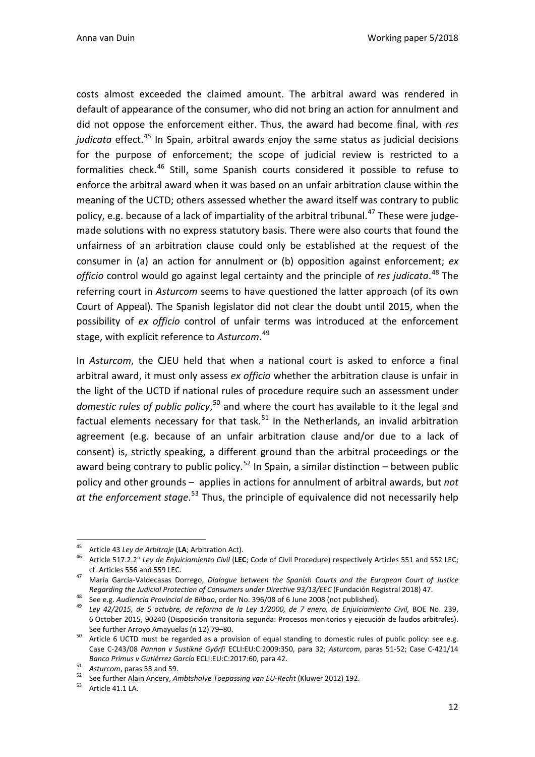costs almost exceeded the claimed amount. The arbitral award was rendered in default of appearance of the consumer, who did not bring an action for annulment and did not oppose the enforcement either. Thus, the award had become final, with *res judicata* effect.[45] In Spain, arbitral awards enjoy the same status as judicial decisions for the purpose of enforcement; the scope of judicial review is restricted to a formalities check.[46] Still, some Spanish courts considered it possible to refuse to enforce the arbitral award when it was based on an unfair arbitration clause within the meaning of the UCTD; others assessed whether the award itself was contrary to public policy, e.g. because of a lack of impartiality of the arbitral tribunal.[47] These were judge-made solutions with no express statutory basis. There were also courts that found the unfairness of an arbitration clause could only be established at the request of the consumer in (a) an action for annulment or (b) opposition against enforcement; *ex officio* control would go against legal certainty and the principle of *res judicata*.[48] The referring court in *Asturcom* seems to have questioned the latter approach (of its own Court of Appeal). The Spanish legislator did not clear the doubt until 2015, when the possibility of *ex officio* control of unfair terms was introduced at the enforcement stage, with explicit reference to *Asturcom*.[49]

In *Asturcom*, the CJEU held that when a national court is asked to enforce a final arbitral award, it must only assess *ex officio* whether the arbitration clause is unfair in the light of the UCTD if national rules of procedure require such an assessment under *domestic rules of public policy*,[50] and where the court has available to it the legal and factual elements necessary for that task.[51] In the Netherlands, an invalid arbitration agreement (e.g. because of an unfair arbitration clause and/or due to a lack of consent) is, strictly speaking, a different ground than the arbitral proceedings or the award being contrary to public policy.[52] In Spain, a similar distinction – between public policy and other grounds – applies in actions for annulment of arbitral awards, but *not at the enforcement stage*.[53] Thus, the principle of equivalence did not necessarily help

---

[45] Article 43 *Ley de Arbitraje* (**LA**; Arbitration Act).

[46] Article 517.2.2° *Ley de Enjuiciamiento Civil* (**LEC**; Code of Civil Procedure) respectively Articles 551 and 552 LEC; cf. Articles 556 and 559 LEC.

[47] María García-Valdecasas Dorrego, *Dialogue between the Spanish Courts and the European Court of Justice Regarding the Judicial Protection of Consumers under Directive 93/13/EEC* (Fundación Registral 2018) 47.

[48] See e.g. *Audiencia Provincial de Bilbao*, order No. 396/08 of 6 June 2008 (not published).

[49] *Ley 42/2015, de 5 octubre, de reforma de la Ley 1/2000, de 7 enero, de Enjuiciamiento Civil,* BOE No. 239, 6 October 2015, 90240 (Disposición transitoria segunda: Procesos monitorios y ejecución de laudos arbitrales). See further Arroyo Amayuelas (n 12) 79–80.

[50] Article 6 UCTD must be regarded as a provision of equal standing to domestic rules of public policy: see e.g. Case C-243/08 *Pannon v Sustikné Győrfi* ECLI:EU:C:2009:350, para 32; *Asturcom*, paras 51-52; Case C-421/14 *Banco Primus v Gutiérrez García* ECLI:EU:C:2017:60, para 42.

[51] *Asturcom*, paras 53 and 59.

[52] See further Alain Ancery, *Ambtshalve Toepassing van EU-Recht* (Kluwer 2012) 192.

[53] Article 41.1 LA.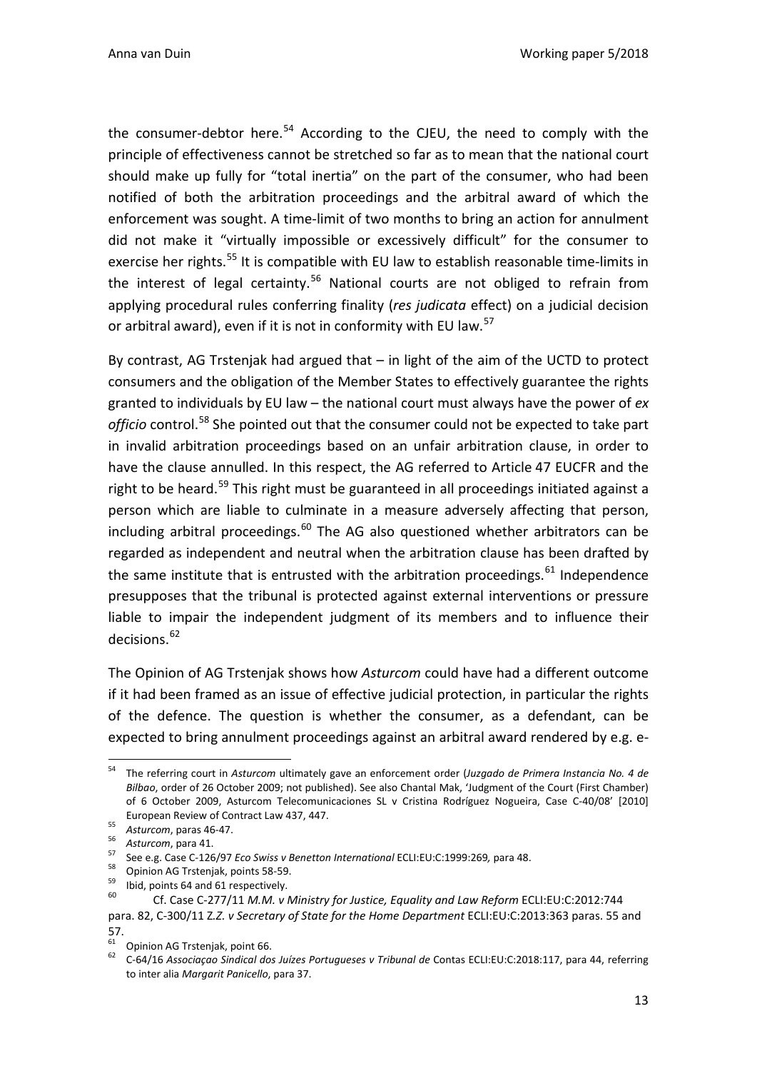the consumer-debtor here.[54] According to the CJEU, the need to comply with the principle of effectiveness cannot be stretched so far as to mean that the national court should make up fully for "total inertia" on the part of the consumer, who had been notified of both the arbitration proceedings and the arbitral award of which the enforcement was sought. A time-limit of two months to bring an action for annulment did not make it "virtually impossible or excessively difficult" for the consumer to exercise her rights.[55] It is compatible with EU law to establish reasonable time-limits in the interest of legal certainty.[56] National courts are not obliged to refrain from applying procedural rules conferring finality (*res judicata* effect) on a judicial decision or arbitral award), even if it is not in conformity with EU law.[57]

By contrast, AG Trstenjak had argued that – in light of the aim of the UCTD to protect consumers and the obligation of the Member States to effectively guarantee the rights granted to individuals by EU law – the national court must always have the power of *ex officio* control.[58] She pointed out that the consumer could not be expected to take part in invalid arbitration proceedings based on an unfair arbitration clause, in order to have the clause annulled. In this respect, the AG referred to Article 47 EUCFR and the right to be heard.[59] This right must be guaranteed in all proceedings initiated against a person which are liable to culminate in a measure adversely affecting that person, including arbitral proceedings.[60] The AG also questioned whether arbitrators can be regarded as independent and neutral when the arbitration clause has been drafted by the same institute that is entrusted with the arbitration proceedings.[61] Independence presupposes that the tribunal is protected against external interventions or pressure liable to impair the independent judgment of its members and to influence their decisions.[62]

The Opinion of AG Trstenjak shows how *Asturcom* could have had a different outcome if it had been framed as an issue of effective judicial protection, in particular the rights of the defence. The question is whether the consumer, as a defendant, can be expected to bring annulment proceedings against an arbitral award rendered by e.g. e-

---

[54] The referring court in *Asturcom* ultimately gave an enforcement order (*Juzgado de Primera Instancia No. 4 de Bilbao*, order of 26 October 2009; not published). See also Chantal Mak, 'Judgment of the Court (First Chamber) of 6 October 2009, Asturcom Telecomunicaciones SL v Cristina Rodríguez Nogueira, Case C-40/08' [2010] European Review of Contract Law 437, 447.

[55] *Asturcom*, paras 46-47.

[56] *Asturcom*, para 41.

[57] See e.g. Case C-126/97 *Eco Swiss v Benetton International* ECLI:EU:C:1999:269*,* para 48.

[58] Opinion AG Trstenjak, points 58-59.

[59] Ibid, points 64 and 61 respectively.

[60] Cf. Case C-277/11 *M.M. v Ministry for Justice, Equality and Law Reform* ECLI:EU:C:2012:744 para. 82, C-300/11 Z.*Z. v Secretary of State for the Home Department* ECLI:EU:C:2013:363 paras. 55 and 57.

[61] Opinion AG Trstenjak, point 66.

[62] C-64/16 *Associaçao Sindical dos Juízes Portugueses v Tribunal de* Contas ECLI:EU:C:2018:117, para 44, referring to inter alia *Margarit Panicello*, para 37.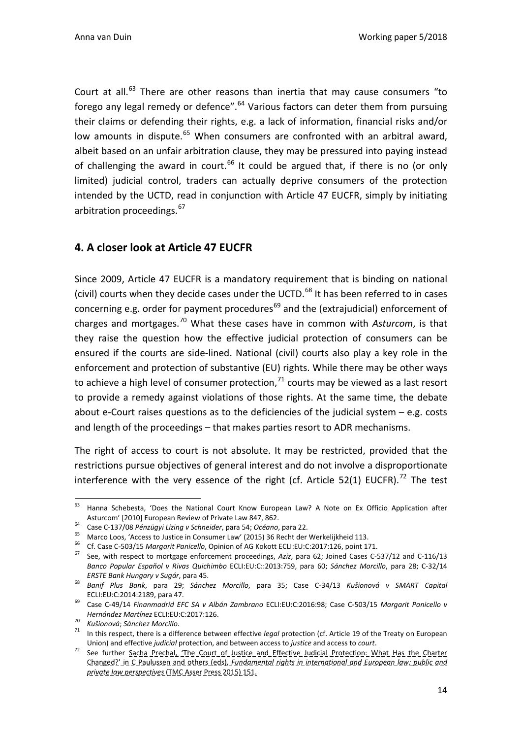Court at all.[63] There are other reasons than inertia that may cause consumers "to forego any legal remedy or defence".[64] Various factors can deter them from pursuing their claims or defending their rights, e.g. a lack of information, financial risks and/or low amounts in dispute.[65] When consumers are confronted with an arbitral award, albeit based on an unfair arbitration clause, they may be pressured into paying instead of challenging the award in court.[66] It could be argued that, if there is no (or only limited) judicial control, traders can actually deprive consumers of the protection intended by the UCTD, read in conjunction with Article 47 EUCFR, simply by initiating arbitration proceedings.[67]

## 4. A closer look at Article 47 EUCFR

Since 2009, Article 47 EUCFR is a mandatory requirement that is binding on national (civil) courts when they decide cases under the UCTD.[68] It has been referred to in cases concerning e.g. order for payment procedures[69] and the (extrajudicial) enforcement of charges and mortgages.[70] What these cases have in common with *Asturcom*, is that they raise the question how the effective judicial protection of consumers can be ensured if the courts are side-lined. National (civil) courts also play a key role in the enforcement and protection of substantive (EU) rights. While there may be other ways to achieve a high level of consumer protection,[71] courts may be viewed as a last resort to provide a remedy against violations of those rights. At the same time, the debate about e-Court raises questions as to the deficiencies of the judicial system – e.g. costs and length of the proceedings – that makes parties resort to ADR mechanisms.

The right of access to court is not absolute. It may be restricted, provided that the restrictions pursue objectives of general interest and do not involve a disproportionate interference with the very essence of the right (cf. Article 52(1) EUCFR).[72] The test

---

[63] Hanna Schebesta, 'Does the National Court Know European Law? A Note on Ex Officio Application after Asturcom' [2010] European Review of Private Law 847, 862.

[64] Case C-137/08 *Pénzügyi Lízing v Schneider*, para 54; *Océano*, para 22.

[65] Marco Loos, 'Access to Justice in Consumer Law' (2015) 36 Recht der Werkelijkheid 113.

[66] Cf. Case C-503/15 *Margarit Panicello*, Opinion of AG Kokott ECLI:EU:C:2017:126, point 171.

[67] See, with respect to mortgage enforcement proceedings, *Aziz*, para 62; Joined Cases C-537/12 and C-116/13 *Banco Popular Español v Rivas Quichimbo* ECLI:EU:C::2013:759, para 60; *Sánchez Morcillo*, para 28; C-32/14 *ERSTE Bank Hungary v Sugár*, para 45.

[68] *Banif Plus Bank*, para 29; *Sánchez Morcillo*, para 35; Case C-34/13 *Kušionová v SMART Capital* ECLI:EU:C:2014:2189, para 47.

[69] Case C-49/14 *Finanmadrid EFC SA v Albán Zambrano* ECLI:EU:C:2016:98; Case C-503/15 *Margarit Panicello v Hernández Martínez* ECLI:EU:C:2017:126.

[70] *Kušionová*; *Sánchez Morcillo*.

[71] In this respect, there is a difference between effective *legal* protection (cf. Article 19 of the Treaty on European Union) and effective *judicial* protection, and between access to *justice* and access to *court*.

[72] See further Sacha Prechal, 'The Court of Justice and Effective Judicial Protection: What Has the Charter Changed?' in C Paulussen and others (eds), *Fundamental rights in international and European law: public and private law perspectives* (TMC Asser Press 2015) 151.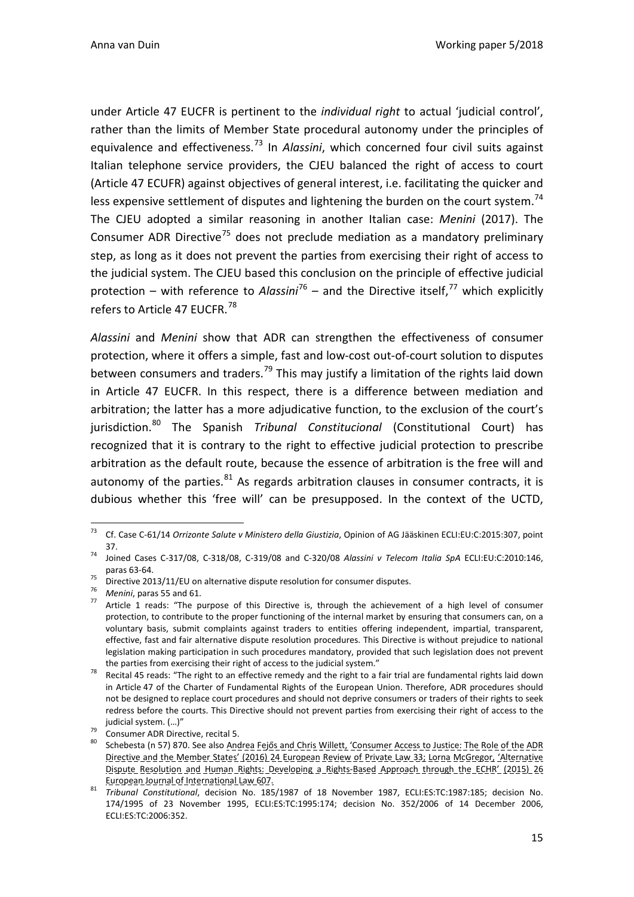under Article 47 EUCFR is pertinent to the *individual right* to actual 'judicial control', rather than the limits of Member State procedural autonomy under the principles of equivalence and effectiveness.[73] In *Alassini*, which concerned four civil suits against Italian telephone service providers, the CJEU balanced the right of access to court (Article 47 ECUFR) against objectives of general interest, i.e. facilitating the quicker and less expensive settlement of disputes and lightening the burden on the court system.[74] The CJEU adopted a similar reasoning in another Italian case: *Menini* (2017). The Consumer ADR Directive[75] does not preclude mediation as a mandatory preliminary step, as long as it does not prevent the parties from exercising their right of access to the judicial system. The CJEU based this conclusion on the principle of effective judicial protection – with reference to *Alassini*[76] – and the Directive itself,[77] which explicitly refers to Article 47 EUCFR.[78]

*Alassini* and *Menini* show that ADR can strengthen the effectiveness of consumer protection, where it offers a simple, fast and low-cost out-of-court solution to disputes between consumers and traders.[79] This may justify a limitation of the rights laid down in Article 47 EUCFR. In this respect, there is a difference between mediation and arbitration; the latter has a more adjudicative function, to the exclusion of the court's jurisdiction.[80] The Spanish *Tribunal Constitucional* (Constitutional Court) has recognized that it is contrary to the right to effective judicial protection to prescribe arbitration as the default route, because the essence of arbitration is the free will and autonomy of the parties.[81] As regards arbitration clauses in consumer contracts, it is dubious whether this 'free will' can be presupposed. In the context of the UCTD,

---

[73] Cf. Case C-61/14 *Orrizonte Salute v Ministero della Giustizia*, Opinion of AG Jääskinen ECLI:EU:C:2015:307, point 37.

[74] Joined Cases C-317/08, C-318/08, C-319/08 and C-320/08 *Alassini v Telecom Italia SpA* ECLI:EU:C:2010:146, paras 63-64.

[75] Directive 2013/11/EU on alternative dispute resolution for consumer disputes.

[76] *Menini*, paras 55 and 61.

[77] Article 1 reads: "The purpose of this Directive is, through the achievement of a high level of consumer protection, to contribute to the proper functioning of the internal market by ensuring that consumers can, on a voluntary basis, submit complaints against traders to entities offering independent, impartial, transparent, effective, fast and fair alternative dispute resolution procedures. This Directive is without prejudice to national legislation making participation in such procedures mandatory, provided that such legislation does not prevent the parties from exercising their right of access to the judicial system."

[78] Recital 45 reads: "The right to an effective remedy and the right to a fair trial are fundamental rights laid down in Article 47 of the Charter of Fundamental Rights of the European Union. Therefore, ADR procedures should not be designed to replace court procedures and should not deprive consumers or traders of their rights to seek redress before the courts. This Directive should not prevent parties from exercising their right of access to the judicial system. (…)"

[79] Consumer ADR Directive, recital 5.

[80] Schebesta (n 57) 870. See also Andrea Fejős and Chris Willett, 'Consumer Access to Justice: The Role of the ADR Directive and the Member States' (2016) 24 European Review of Private Law 33; Lorna McGregor, 'Alternative Dispute Resolution and Human Rights: Developing a Rights-Based Approach through the ECHR' (2015) 26 European Journal of International Law 607.

[81] *Tribunal Constitucional*, decision No. 185/1987 of 18 November 1987, ECLI:ES:TC:1987:185; decision No. 174/1995 of 23 November 1995, ECLI:ES:TC:1995:174; decision No. 352/2006 of 14 December 2006, ECLI:ES:TC:2006:352.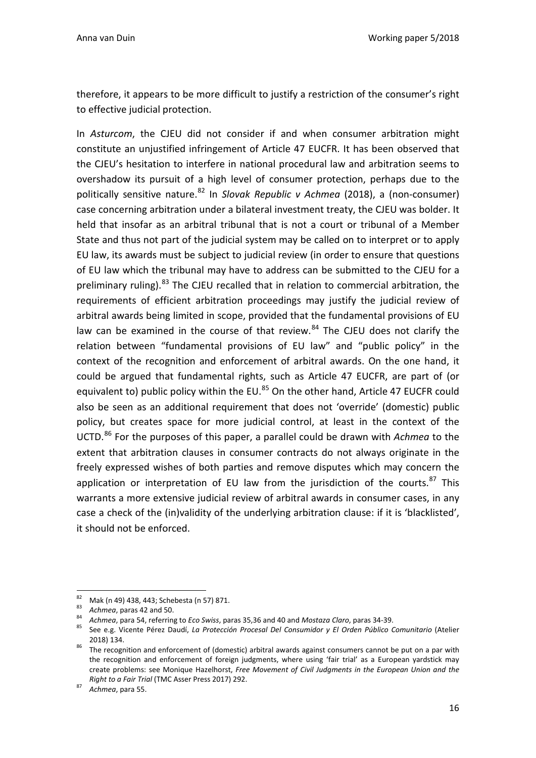therefore, it appears to be more difficult to justify a restriction of the consumer's right to effective judicial protection.

In *Asturcom*, the CJEU did not consider if and when consumer arbitration might constitute an unjustified infringement of Article 47 EUCFR. It has been observed that the CJEU's hesitation to interfere in national procedural law and arbitration seems to overshadow its pursuit of a high level of consumer protection, perhaps due to the politically sensitive nature.[82] In *Slovak Republic v Achmea* (2018), a (non-consumer) case concerning arbitration under a bilateral investment treaty, the CJEU was bolder. It held that insofar as an arbitral tribunal that is not a court or tribunal of a Member State and thus not part of the judicial system may be called on to interpret or to apply EU law, its awards must be subject to judicial review (in order to ensure that questions of EU law which the tribunal may have to address can be submitted to the CJEU for a preliminary ruling).[83] The CJEU recalled that in relation to commercial arbitration, the requirements of efficient arbitration proceedings may justify the judicial review of arbitral awards being limited in scope, provided that the fundamental provisions of EU law can be examined in the course of that review.[84] The CJEU does not clarify the relation between "fundamental provisions of EU law" and "public policy" in the context of the recognition and enforcement of arbitral awards. On the one hand, it could be argued that fundamental rights, such as Article 47 EUCFR, are part of (or equivalent to) public policy within the EU.[85] On the other hand, Article 47 EUCFR could also be seen as an additional requirement that does not 'override' (domestic) public policy, but creates space for more judicial control, at least in the context of the UCTD.[86] For the purposes of this paper, a parallel could be drawn with *Achmea* to the extent that arbitration clauses in consumer contracts do not always originate in the freely expressed wishes of both parties and remove disputes which may concern the application or interpretation of EU law from the jurisdiction of the courts.[87] This warrants a more extensive judicial review of arbitral awards in consumer cases, in any case a check of the (in)validity of the underlying arbitration clause: if it is 'blacklisted', it should not be enforced.

---

[82] Mak (n 49) 438, 443; Schebesta (n 57) 871.

[83] *Achmea*, paras 42 and 50.

[84] *Achmea*, para 54, referring to *Eco Swiss*, paras 35,36 and 40 and *Mostaza Claro*, paras 34-39.

[85] See e.g. Vicente Pérez Daudí, *La Protección Procesal Del Consumidor y El Orden Público Comunitario* (Atelier 2018) 134.

[86] The recognition and enforcement of (domestic) arbitral awards against consumers cannot be put on a par with the recognition and enforcement of foreign judgments, where using 'fair trial' as a European yardstick may create problems: see Monique Hazelhorst, *Free Movement of Civil Judgments in the European Union and the Right to a Fair Trial* (TMC Asser Press 2017) 292.

[87] *Achmea*, para 55.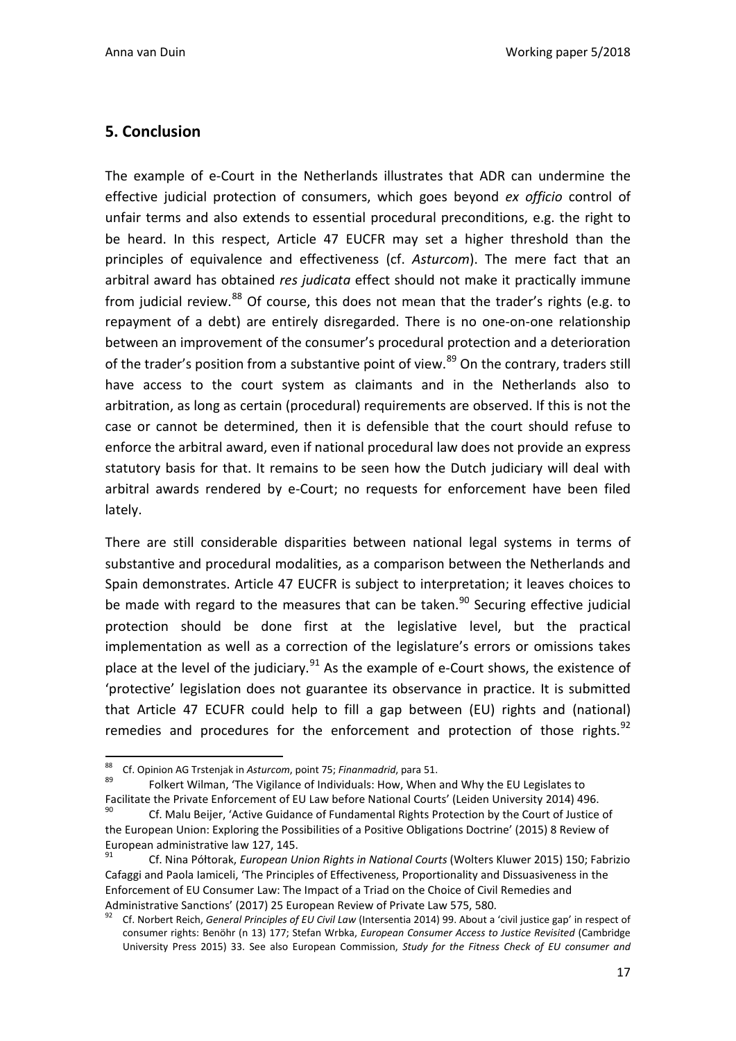## 5. Conclusion

The example of e-Court in the Netherlands illustrates that ADR can undermine the effective judicial protection of consumers, which goes beyond *ex officio* control of unfair terms and also extends to essential procedural preconditions, e.g. the right to be heard. In this respect, Article 47 EUCFR may set a higher threshold than the principles of equivalence and effectiveness (cf. *Asturcom*). The mere fact that an arbitral award has obtained *res judicata* effect should not make it practically immune from judicial review.[88] Of course, this does not mean that the trader's rights (e.g. to repayment of a debt) are entirely disregarded. There is no one-on-one relationship between an improvement of the consumer's procedural protection and a deterioration of the trader's position from a substantive point of view.[89] On the contrary, traders still have access to the court system as claimants and in the Netherlands also to arbitration, as long as certain (procedural) requirements are observed. If this is not the case or cannot be determined, then it is defensible that the court should refuse to enforce the arbitral award, even if national procedural law does not provide an express statutory basis for that. It remains to be seen how the Dutch judiciary will deal with arbitral awards rendered by e-Court; no requests for enforcement have been filed lately.

There are still considerable disparities between national legal systems in terms of substantive and procedural modalities, as a comparison between the Netherlands and Spain demonstrates. Article 47 EUCFR is subject to interpretation; it leaves choices to be made with regard to the measures that can be taken.[90] Securing effective judicial protection should be done first at the legislative level, but the practical implementation as well as a correction of the legislature's errors or omissions takes place at the level of the judiciary.[91] As the example of e-Court shows, the existence of 'protective' legislation does not guarantee its observance in practice. It is submitted that Article 47 ECUFR could help to fill a gap between (EU) rights and (national) remedies and procedures for the enforcement and protection of those rights.[92]

---

[88] Cf. Opinion AG Trstenjak in *Asturcom*, point 75; *Finanmadrid*, para 51.

[89] Folkert Wilman, 'The Vigilance of Individuals: How, When and Why the EU Legislates to Facilitate the Private Enforcement of EU Law before National Courts' (Leiden University 2014) 496.

[90] Cf. Malu Beijer, 'Active Guidance of Fundamental Rights Protection by the Court of Justice of the European Union: Exploring the Possibilities of a Positive Obligations Doctrine' (2015) 8 Review of European administrative law 127, 145.

[91] Cf. Nina Półtorak, *European Union Rights in National Courts* (Wolters Kluwer 2015) 150; Fabrizio Cafaggi and Paola Iamiceli, 'The Principles of Effectiveness, Proportionality and Dissuasiveness in the Enforcement of EU Consumer Law: The Impact of a Triad on the Choice of Civil Remedies and Administrative Sanctions' (2017) 25 European Review of Private Law 575, 580.

[92] Cf. Norbert Reich, *General Principles of EU Civil Law* (Intersentia 2014) 99. About a 'civil justice gap' in respect of consumer rights: Benöhr (n 13) 177; Stefan Wrbka, *European Consumer Access to Justice Revisited* (Cambridge University Press 2015) 33. See also European Commission, *Study for the Fitness Check of EU consumer and*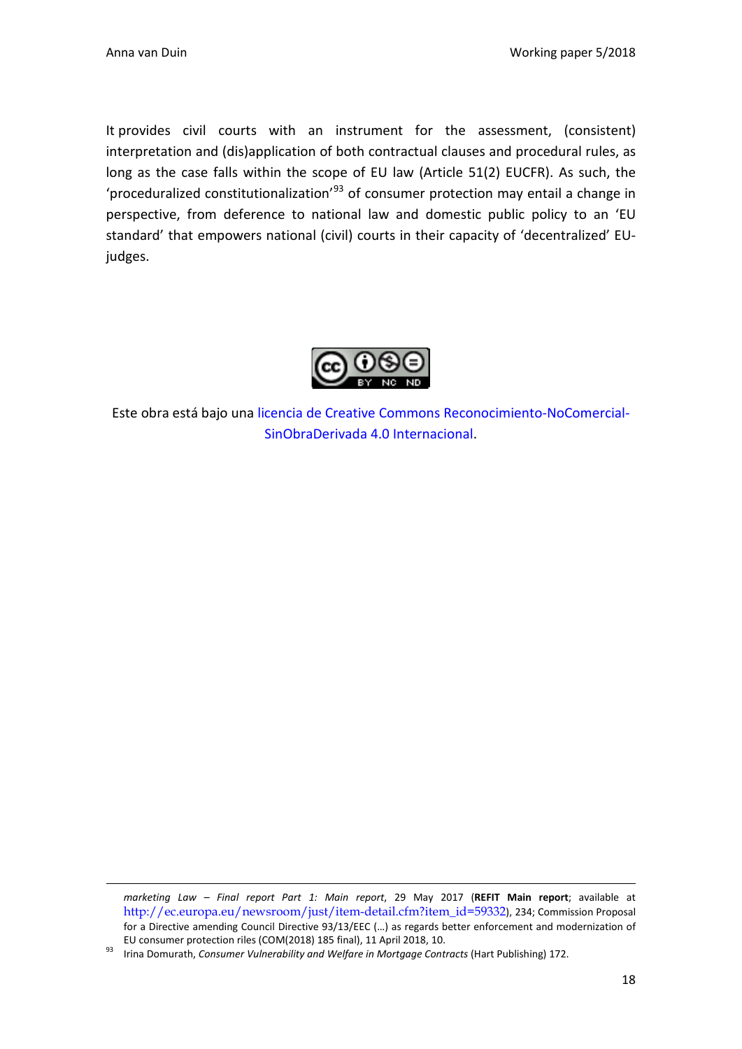It provides civil courts with an instrument for the assessment, (consistent) interpretation and (dis)application of both contractual clauses and procedural rules, as long as the case falls within the scope of EU law (Article 51(2) EUCFR). As such, the 'proceduralized constitutionalization'[93] of consumer protection may entail a change in perspective, from deference to national law and domestic public policy to an 'EU standard' that empowers national (civil) courts in their capacity of 'decentralized' EU-judges.

Este obra está bajo una licencia de Creative Commons Reconocimiento-NoComercial-SinObraDerivada 4.0 Internacional.

---

*marketing Law – Final report Part 1: Main report*, 29 May 2017 (**REFIT Main report**; available at http://ec.europa.eu/newsroom/just/item-detail.cfm?item_id=59332), 234; Commission Proposal for a Directive amending Council Directive 93/13/EEC (…) as regards better enforcement and modernization of EU consumer protection riles (COM(2018) 185 final), 11 April 2018, 10.

[93] Irina Domurath, *Consumer Vulnerability and Welfare in Mortgage Contracts* (Hart Publishing) 172.